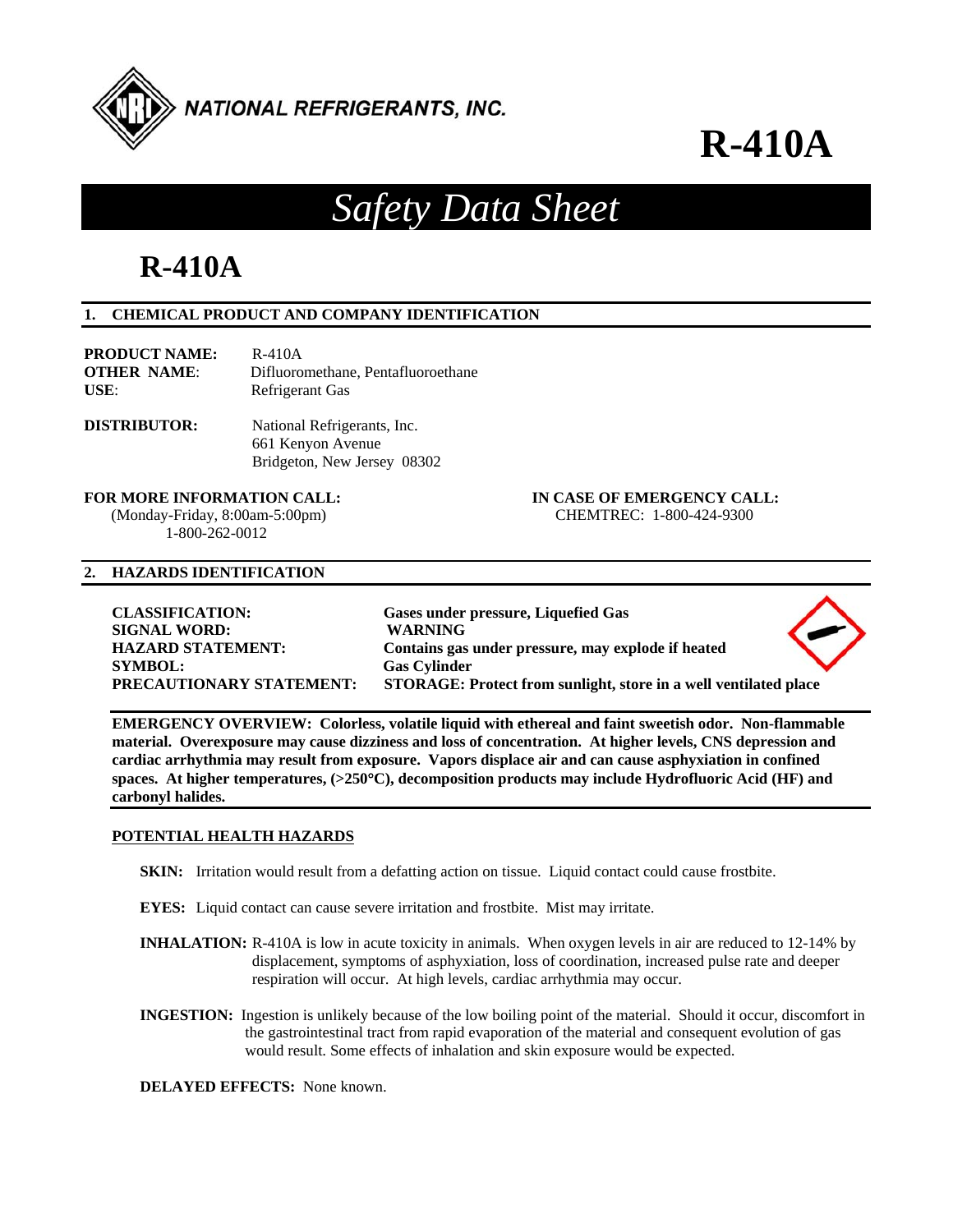NATIONAL REFRIGERANTS, INC.

# R-410A

# *Safety Data Sheet*

# R-410A

## 1. CHEMICAL PRODUCT AND COMPANY IDENTIFICATION

**PRODUCT NAME:** R-410A
**OTHER NAME**: Difluoromethane, Pentafluoroethane
**USE**: Refrigerant Gas

**DISTRIBUTOR:** National Refrigerants, Inc.
661 Kenyon Avenue
Bridgeton, New Jersey 08302

**FOR MORE INFORMATION CALL:**
(Monday-Friday, 8:00am-5:00pm)
1-800-262-0012

**IN CASE OF EMERGENCY CALL:**
CHEMTREC: 1-800-424-9300

## 2. HAZARDS IDENTIFICATION

**CLASSIFICATION:** **Gases under pressure, Liquefied Gas**
**SIGNAL WORD:** **WARNING**
**HAZARD STATEMENT:** **Contains gas under pressure, may explode if heated**
**SYMBOL:** **Gas Cylinder**
**PRECAUTIONARY STATEMENT:** **STORAGE: Protect from sunlight, store in a well ventilated place**

**EMERGENCY OVERVIEW: Colorless, volatile liquid with ethereal and faint sweetish odor. Non-flammable material. Overexposure may cause dizziness and loss of concentration. At higher levels, CNS depression and cardiac arrhythmia may result from exposure. Vapors displace air and can cause asphyxiation in confined spaces. At higher temperatures, (>250°C), decomposition products may include Hydrofluoric Acid (HF) and carbonyl halides.**

### POTENTIAL HEALTH HAZARDS

**SKIN:** Irritation would result from a defatting action on tissue. Liquid contact could cause frostbite.

**EYES:** Liquid contact can cause severe irritation and frostbite. Mist may irritate.

**INHALATION:** R-410A is low in acute toxicity in animals. When oxygen levels in air are reduced to 12-14% by displacement, symptoms of asphyxiation, loss of coordination, increased pulse rate and deeper respiration will occur. At high levels, cardiac arrhythmia may occur.

**INGESTION:** Ingestion is unlikely because of the low boiling point of the material. Should it occur, discomfort in the gastrointestinal tract from rapid evaporation of the material and consequent evolution of gas would result. Some effects of inhalation and skin exposure would be expected.

**DELAYED EFFECTS:** None known.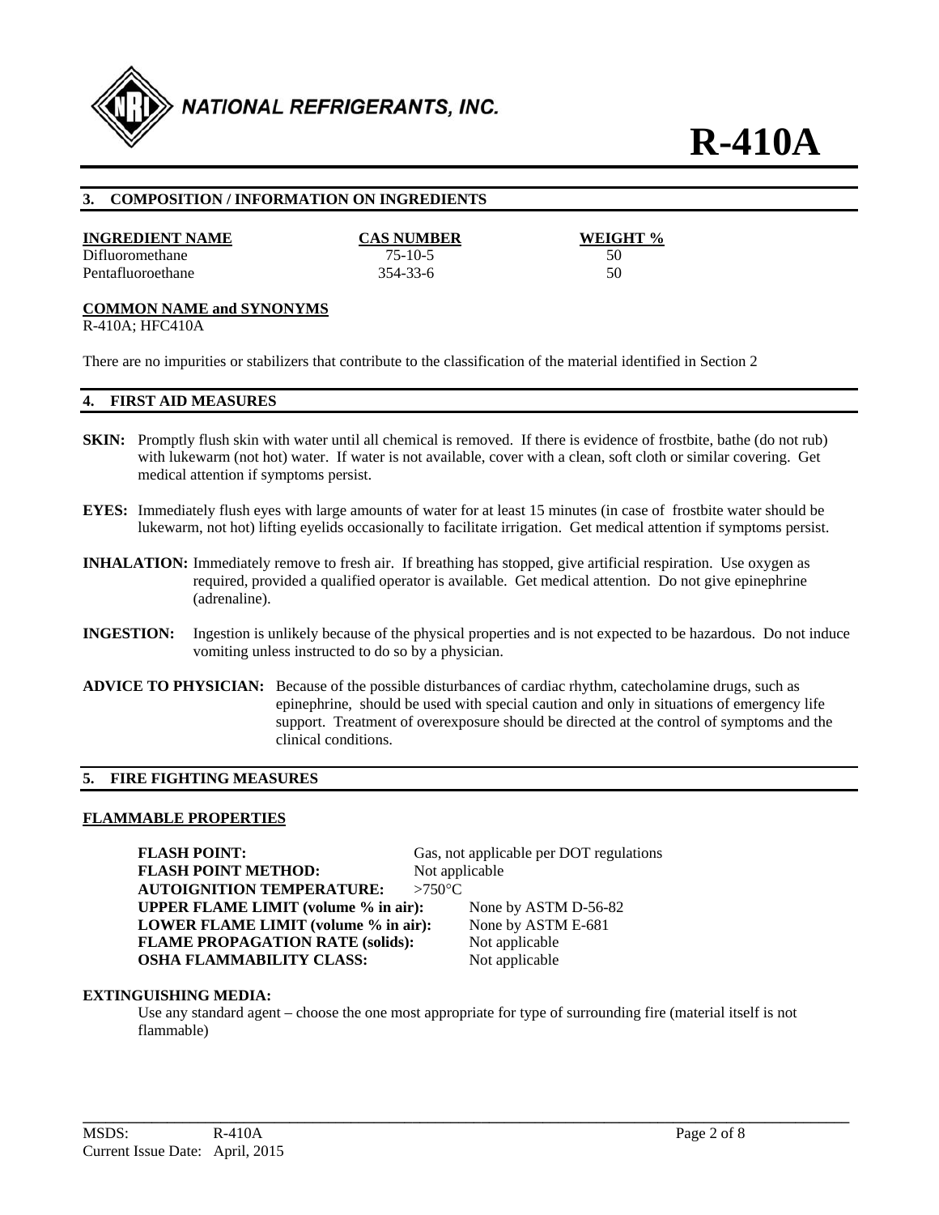## 3. COMPOSITION / INFORMATION ON INGREDIENTS

| INGREDIENT NAME | CAS NUMBER | WEIGHT % |
|---|---|---|
| Difluoromethane | 75-10-5 | 50 |
| Pentafluoroethane | 354-33-6 | 50 |

**COMMON NAME and SYNONYMS**

R-410A; HFC410A

There are no impurities or stabilizers that contribute to the classification of the material identified in Section 2

## 4. FIRST AID MEASURES

**SKIN:** Promptly flush skin with water until all chemical is removed. If there is evidence of frostbite, bathe (do not rub) with lukewarm (not hot) water. If water is not available, cover with a clean, soft cloth or similar covering. Get medical attention if symptoms persist.

**EYES:** Immediately flush eyes with large amounts of water for at least 15 minutes (in case of frostbite water should be lukewarm, not hot) lifting eyelids occasionally to facilitate irrigation. Get medical attention if symptoms persist.

**INHALATION:** Immediately remove to fresh air. If breathing has stopped, give artificial respiration. Use oxygen as required, provided a qualified operator is available. Get medical attention. Do not give epinephrine (adrenaline).

**INGESTION:** Ingestion is unlikely because of the physical properties and is not expected to be hazardous. Do not induce vomiting unless instructed to do so by a physician.

**ADVICE TO PHYSICIAN:** Because of the possible disturbances of cardiac rhythm, catecholamine drugs, such as epinephrine, should be used with special caution and only in situations of emergency life support. Treatment of overexposure should be directed at the control of symptoms and the clinical conditions.

## 5. FIRE FIGHTING MEASURES

**FLAMMABLE PROPERTIES**

**FLASH POINT:** Gas, not applicable per DOT regulations
**FLASH POINT METHOD:** Not applicable
**AUTOIGNITION TEMPERATURE:** >750°C
**UPPER FLAME LIMIT (volume % in air):** None by ASTM D-56-82
**LOWER FLAME LIMIT (volume % in air):** None by ASTM E-681
**FLAME PROPAGATION RATE (solids):** Not applicable
**OSHA FLAMMABILITY CLASS:** Not applicable

**EXTINGUISHING MEDIA:**

Use any standard agent – choose the one most appropriate for type of surrounding fire (material itself is not flammable)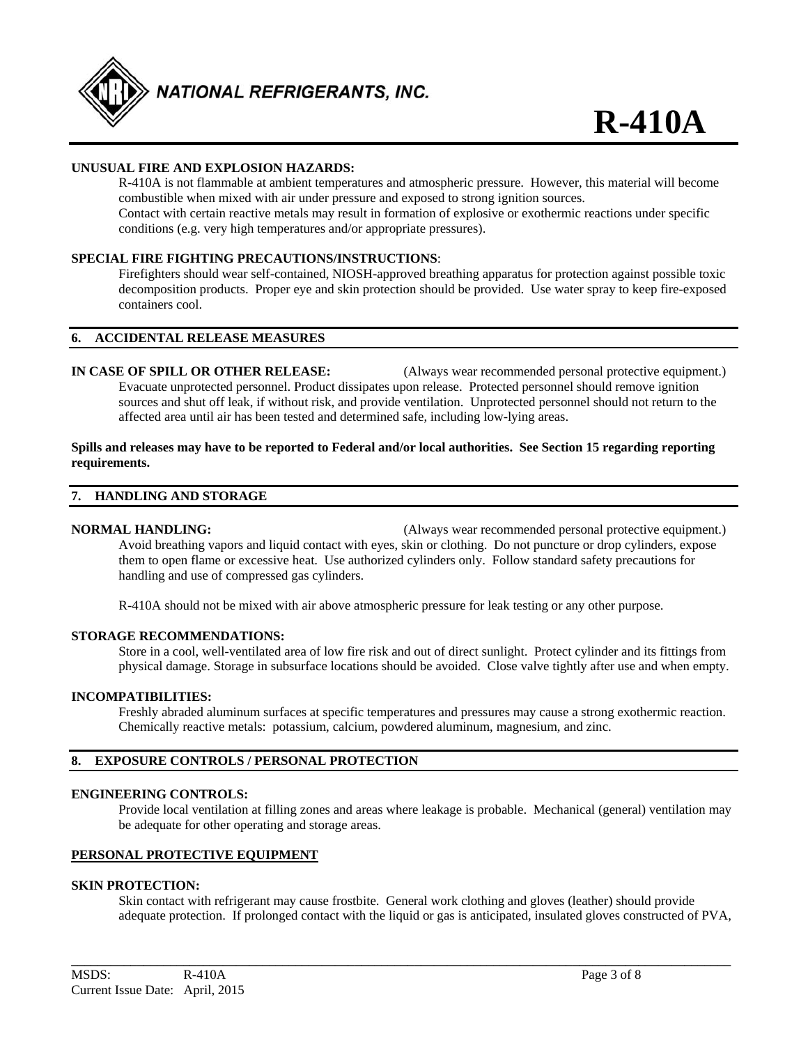**UNUSUAL FIRE AND EXPLOSION HAZARDS:**

R-410A is not flammable at ambient temperatures and atmospheric pressure. However, this material will become combustible when mixed with air under pressure and exposed to strong ignition sources.
Contact with certain reactive metals may result in formation of explosive or exothermic reactions under specific conditions (e.g. very high temperatures and/or appropriate pressures).

**SPECIAL FIRE FIGHTING PRECAUTIONS/INSTRUCTIONS**:

Firefighters should wear self-contained, NIOSH-approved breathing apparatus for protection against possible toxic decomposition products. Proper eye and skin protection should be provided. Use water spray to keep fire-exposed containers cool.

## 6. ACCIDENTAL RELEASE MEASURES

**IN CASE OF SPILL OR OTHER RELEASE:** (Always wear recommended personal protective equipment.)

Evacuate unprotected personnel. Product dissipates upon release. Protected personnel should remove ignition sources and shut off leak, if without risk, and provide ventilation. Unprotected personnel should not return to the affected area until air has been tested and determined safe, including low-lying areas.

**Spills and releases may have to be reported to Federal and/or local authorities. See Section 15 regarding reporting requirements.**

## 7. HANDLING AND STORAGE

**NORMAL HANDLING:** (Always wear recommended personal protective equipment.)

Avoid breathing vapors and liquid contact with eyes, skin or clothing. Do not puncture or drop cylinders, expose them to open flame or excessive heat. Use authorized cylinders only. Follow standard safety precautions for handling and use of compressed gas cylinders.

R-410A should not be mixed with air above atmospheric pressure for leak testing or any other purpose.

**STORAGE RECOMMENDATIONS:**

Store in a cool, well-ventilated area of low fire risk and out of direct sunlight. Protect cylinder and its fittings from physical damage. Storage in subsurface locations should be avoided. Close valve tightly after use and when empty.

**INCOMPATIBILITIES:**

Freshly abraded aluminum surfaces at specific temperatures and pressures may cause a strong exothermic reaction. Chemically reactive metals: potassium, calcium, powdered aluminum, magnesium, and zinc.

## 8. EXPOSURE CONTROLS / PERSONAL PROTECTION

**ENGINEERING CONTROLS:**

Provide local ventilation at filling zones and areas where leakage is probable. Mechanical (general) ventilation may be adequate for other operating and storage areas.

**PERSONAL PROTECTIVE EQUIPMENT**

**SKIN PROTECTION:**

Skin contact with refrigerant may cause frostbite. General work clothing and gloves (leather) should provide adequate protection. If prolonged contact with the liquid or gas is anticipated, insulated gloves constructed of PVA,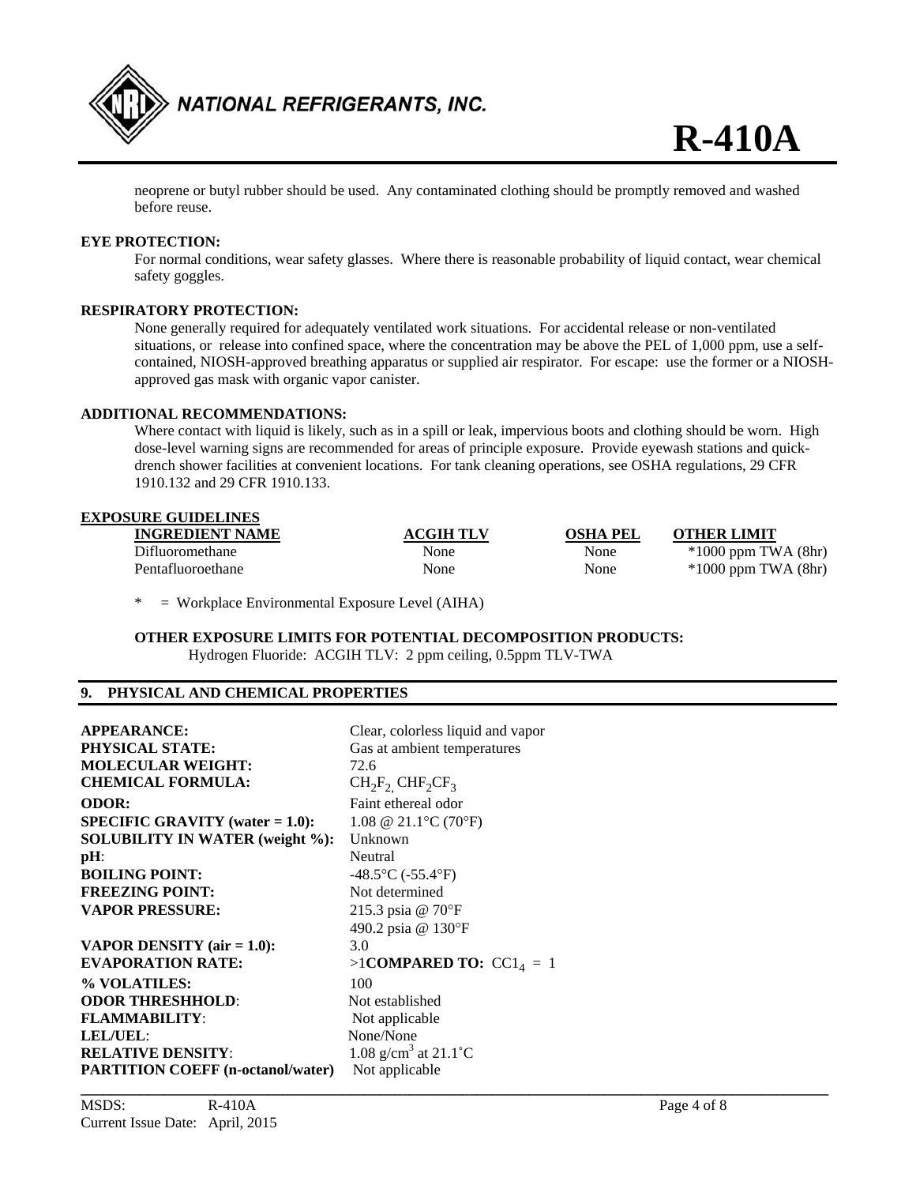neoprene or butyl rubber should be used. Any contaminated clothing should be promptly removed and washed before reuse.

**EYE PROTECTION:**

For normal conditions, wear safety glasses. Where there is reasonable probability of liquid contact, wear chemical safety goggles.

**RESPIRATORY PROTECTION:**

None generally required for adequately ventilated work situations. For accidental release or non-ventilated situations, or release into confined space, where the concentration may be above the PEL of 1,000 ppm, use a self-contained, NIOSH-approved breathing apparatus or supplied air respirator. For escape: use the former or a NIOSH-approved gas mask with organic vapor canister.

**ADDITIONAL RECOMMENDATIONS:**

Where contact with liquid is likely, such as in a spill or leak, impervious boots and clothing should be worn. High dose-level warning signs are recommended for areas of principle exposure. Provide eyewash stations and quick-drench shower facilities at convenient locations. For tank cleaning operations, see OSHA regulations, 29 CFR 1910.132 and 29 CFR 1910.133.

**EXPOSURE GUIDELINES**

| INGREDIENT NAME | ACGIH TLV | OSHA PEL | OTHER LIMIT |
|---|---|---|---|
| Difluoromethane | None | None | *1000 ppm TWA (8hr) |
| Pentafluoroethane | None | None | *1000 ppm TWA (8hr) |

\* = Workplace Environmental Exposure Level (AIHA)

**OTHER EXPOSURE LIMITS FOR POTENTIAL DECOMPOSITION PRODUCTS:**

Hydrogen Fluoride: ACGIH TLV: 2 ppm ceiling, 0.5ppm TLV-TWA

## 9. PHYSICAL AND CHEMICAL PROPERTIES

| | |
|---|---|
| **APPEARANCE:** | Clear, colorless liquid and vapor |
| **PHYSICAL STATE:** | Gas at ambient temperatures |
| **MOLECULAR WEIGHT:** | 72.6 |
| **CHEMICAL FORMULA:** | $CH_2F_2$, $CHF_2CF_3$ |
| **ODOR:** | Faint ethereal odor |
| **SPECIFIC GRAVITY (water = 1.0):** | 1.08 @ 21.1°C (70°F) |
| **SOLUBILITY IN WATER (weight %):** | Unknown |
| **pH**: | Neutral |
| **BOILING POINT:** | -48.5°C (-55.4°F) |
| **FREEZING POINT:** | Not determined |
| **VAPOR PRESSURE:** | 215.3 psia @ 70°F<br>490.2 psia @ 130°F |
| **VAPOR DENSITY (air = 1.0):** | 3.0 |
| **EVAPORATION RATE:** | >1**COMPARED TO:** $CCl_4$ = 1 |
| **% VOLATILES:** | 100 |
| **ODOR THRESHHOLD**: | Not established |
| **FLAMMABILITY**: | Not applicable |
| **LEL/UEL**: | None/None |
| **RELATIVE DENSITY**: | 1.08 g/cm$^3$ at 21.1˚C |
| **PARTITION COEFF (n-octanol/water)** | Not applicable |

MSDS: R-410A
Current Issue Date: April, 2015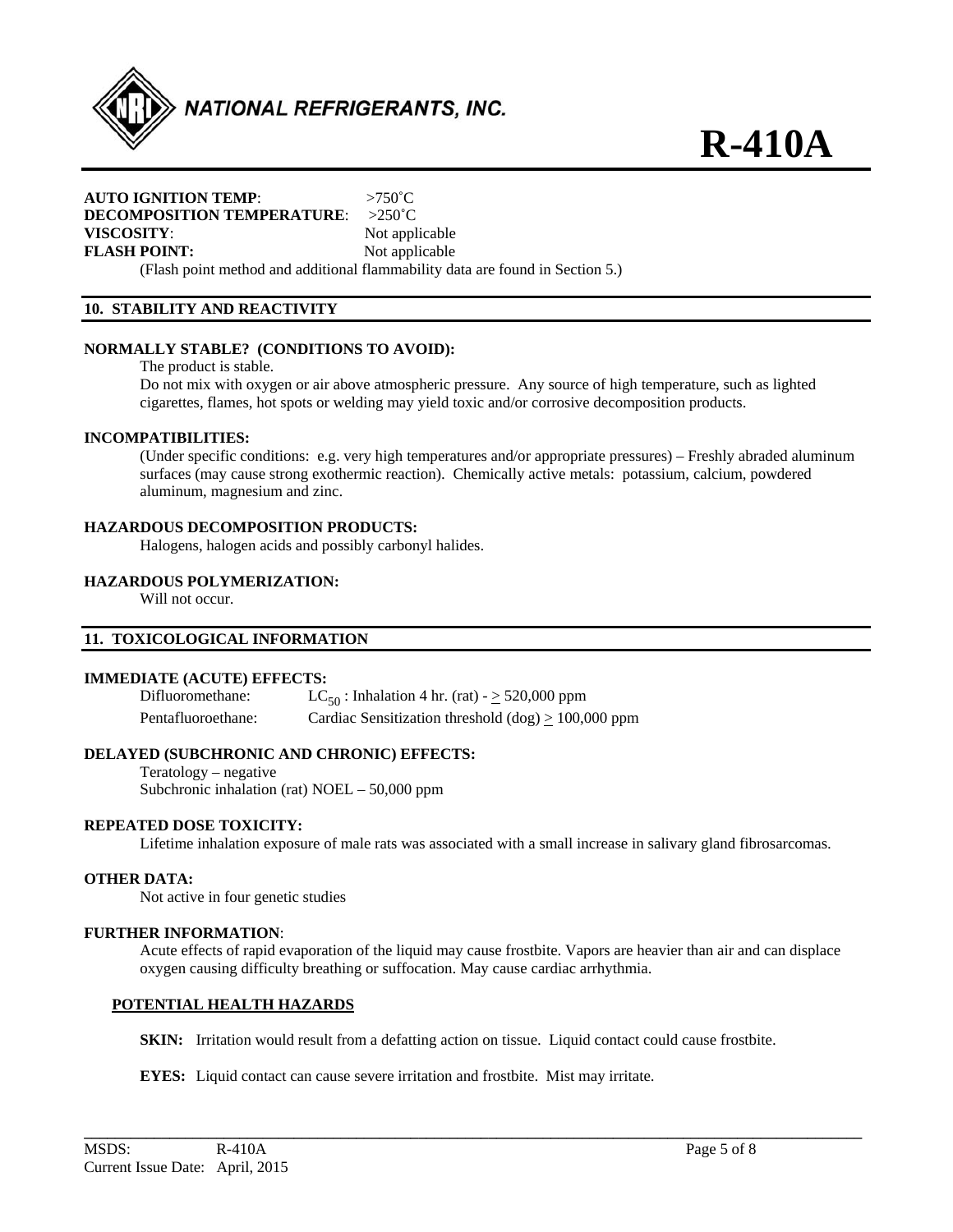**AUTO IGNITION TEMP**: >750˚C
**DECOMPOSITION TEMPERATURE**: >250˚C
**VISCOSITY**: Not applicable
**FLASH POINT:** Not applicable
(Flash point method and additional flammability data are found in Section 5.)

## 10. STABILITY AND REACTIVITY

**NORMALLY STABLE? (CONDITIONS TO AVOID):**

The product is stable.
Do not mix with oxygen or air above atmospheric pressure. Any source of high temperature, such as lighted cigarettes, flames, hot spots or welding may yield toxic and/or corrosive decomposition products.

**INCOMPATIBILITIES:**

(Under specific conditions: e.g. very high temperatures and/or appropriate pressures) – Freshly abraded aluminum surfaces (may cause strong exothermic reaction). Chemically active metals: potassium, calcium, powdered aluminum, magnesium and zinc.

**HAZARDOUS DECOMPOSITION PRODUCTS:**

Halogens, halogen acids and possibly carbonyl halides.

**HAZARDOUS POLYMERIZATION:**

Will not occur.

## 11. TOXICOLOGICAL INFORMATION

**IMMEDIATE (ACUTE) EFFECTS:**

Difluoromethane: $LC_{50}$ : Inhalation 4 hr. (rat) - $\geq$ 520,000 ppm
Pentafluoroethane: Cardiac Sensitization threshold (dog) $\geq$ 100,000 ppm

**DELAYED (SUBCHRONIC AND CHRONIC) EFFECTS:**

Teratology – negative
Subchronic inhalation (rat) NOEL – 50,000 ppm

**REPEATED DOSE TOXICITY:**

Lifetime inhalation exposure of male rats was associated with a small increase in salivary gland fibrosarcomas.

**OTHER DATA:**

Not active in four genetic studies

**FURTHER INFORMATION**:

Acute effects of rapid evaporation of the liquid may cause frostbite. Vapors are heavier than air and can displace oxygen causing difficulty breathing or suffocation. May cause cardiac arrhythmia.

**POTENTIAL HEALTH HAZARDS**

**SKIN:** Irritation would result from a defatting action on tissue. Liquid contact could cause frostbite.

**EYES:** Liquid contact can cause severe irritation and frostbite. Mist may irritate.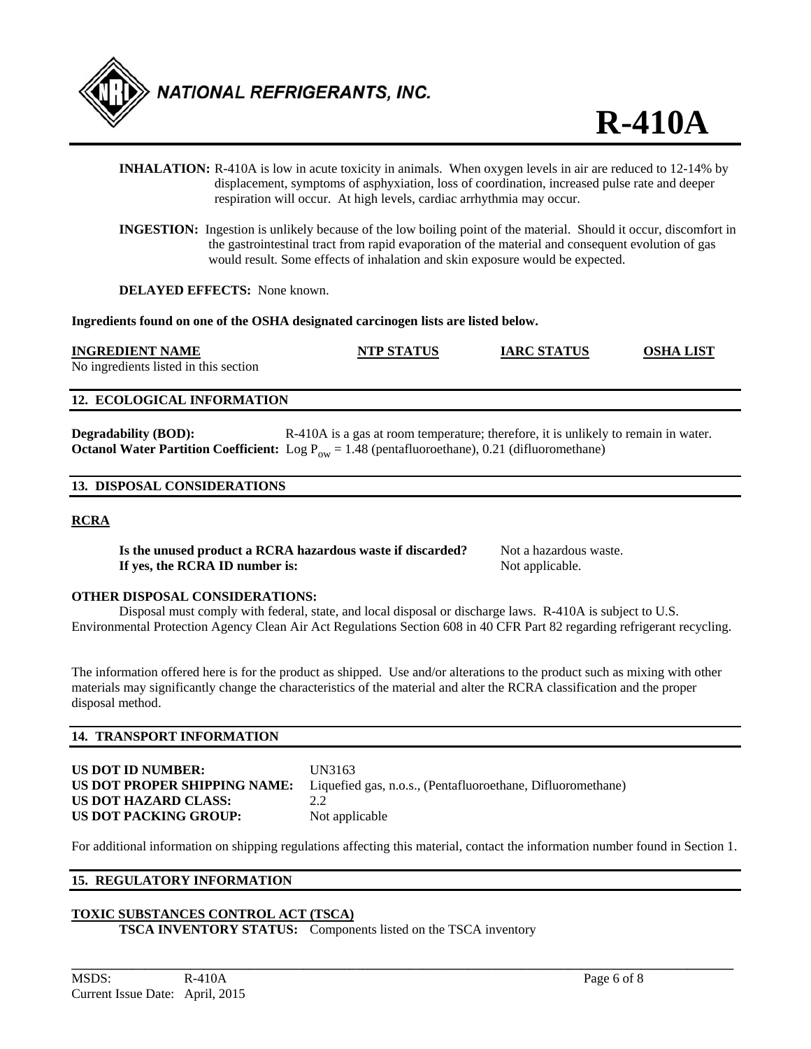**INHALATION:** R-410A is low in acute toxicity in animals. When oxygen levels in air are reduced to 12-14% by displacement, symptoms of asphyxiation, loss of coordination, increased pulse rate and deeper respiration will occur. At high levels, cardiac arrhythmia may occur.

**INGESTION:** Ingestion is unlikely because of the low boiling point of the material. Should it occur, discomfort in the gastrointestinal tract from rapid evaporation of the material and consequent evolution of gas would result. Some effects of inhalation and skin exposure would be expected.

**DELAYED EFFECTS:** None known.

**Ingredients found on one of the OSHA designated carcinogen lists are listed below.**

| INGREDIENT NAME | NTP STATUS | IARC STATUS | OSHA LIST |
|---|---|---|---|
| No ingredients listed in this section | | | |

## 12. ECOLOGICAL INFORMATION

**Degradability (BOD):** R-410A is a gas at room temperature; therefore, it is unlikely to remain in water.
**Octanol Water Partition Coefficient:** Log $P_{ow}$ = 1.48 (pentafluoroethane), 0.21 (difluoromethane)

## 13. DISPOSAL CONSIDERATIONS

**RCRA**

**Is the unused product a RCRA hazardous waste if discarded?** Not a hazardous waste.
**If yes, the RCRA ID number is:** Not applicable.

**OTHER DISPOSAL CONSIDERATIONS:**
Disposal must comply with federal, state, and local disposal or discharge laws. R-410A is subject to U.S. Environmental Protection Agency Clean Air Act Regulations Section 608 in 40 CFR Part 82 regarding refrigerant recycling.

The information offered here is for the product as shipped. Use and/or alterations to the product such as mixing with other materials may significantly change the characteristics of the material and alter the RCRA classification and the proper disposal method.

## 14. TRANSPORT INFORMATION

**US DOT ID NUMBER:** UN3163
**US DOT PROPER SHIPPING NAME:** Liquefied gas, n.o.s., (Pentafluoroethane, Difluoromethane)
**US DOT HAZARD CLASS:** 2.2
**US DOT PACKING GROUP:** Not applicable

For additional information on shipping regulations affecting this material, contact the information number found in Section 1.

## 15. REGULATORY INFORMATION

**TOXIC SUBSTANCES CONTROL ACT (TSCA)**
**TSCA INVENTORY STATUS:** Components listed on the TSCA inventory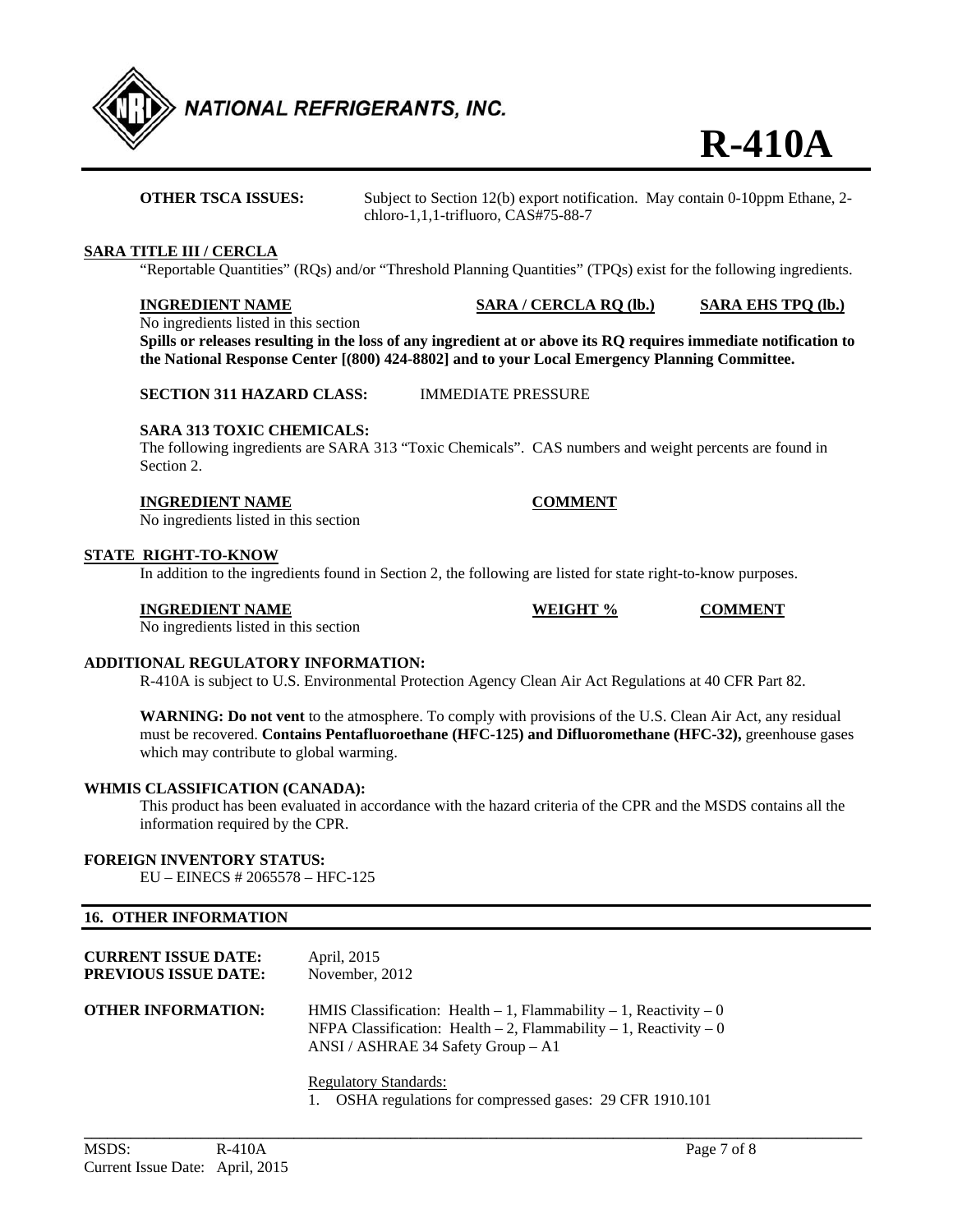**OTHER TSCA ISSUES:** Subject to Section 12(b) export notification. May contain 0-10ppm Ethane, 2-chloro-1,1,1-trifluoro, CAS#75-88-7

**SARA TITLE III / CERCLA**

"Reportable Quantities" (RQs) and/or "Threshold Planning Quantities" (TPQs) exist for the following ingredients.

| INGREDIENT NAME | SARA / CERCLA RQ (lb.) | SARA EHS TPQ (lb.) |
| --- | --- | --- |
| No ingredients listed in this section | | |

**Spills or releases resulting in the loss of any ingredient at or above its RQ requires immediate notification to the National Response Center [(800) 424-8802] and to your Local Emergency Planning Committee.**

**SECTION 311 HAZARD CLASS:** IMMEDIATE PRESSURE

**SARA 313 TOXIC CHEMICALS:**

The following ingredients are SARA 313 "Toxic Chemicals". CAS numbers and weight percents are found in Section 2.

| INGREDIENT NAME | COMMENT |
| --- | --- |
| No ingredients listed in this section | |

**STATE RIGHT-TO-KNOW**

In addition to the ingredients found in Section 2, the following are listed for state right-to-know purposes.

| INGREDIENT NAME | WEIGHT % | COMMENT |
| --- | --- | --- |
| No ingredients listed in this section | | |

**ADDITIONAL REGULATORY INFORMATION:**

R-410A is subject to U.S. Environmental Protection Agency Clean Air Act Regulations at 40 CFR Part 82.

**WARNING: Do not vent** to the atmosphere. To comply with provisions of the U.S. Clean Air Act, any residual must be recovered. **Contains Pentafluoroethane (HFC-125) and Difluoromethane (HFC-32),** greenhouse gases which may contribute to global warming.

**WHMIS CLASSIFICATION (CANADA):**

This product has been evaluated in accordance with the hazard criteria of the CPR and the MSDS contains all the information required by the CPR.

**FOREIGN INVENTORY STATUS:**

EU – EINECS # 2065578 – HFC-125

## 16. OTHER INFORMATION

**CURRENT ISSUE DATE:** April, 2015
**PREVIOUS ISSUE DATE:** November, 2012

**OTHER INFORMATION:**

HMIS Classification: Health – 1, Flammability – 1, Reactivity – 0
NFPA Classification: Health – 2, Flammability – 1, Reactivity – 0
ANSI / ASHRAE 34 Safety Group – A1

Regulatory Standards:

1. OSHA regulations for compressed gases: 29 CFR 1910.101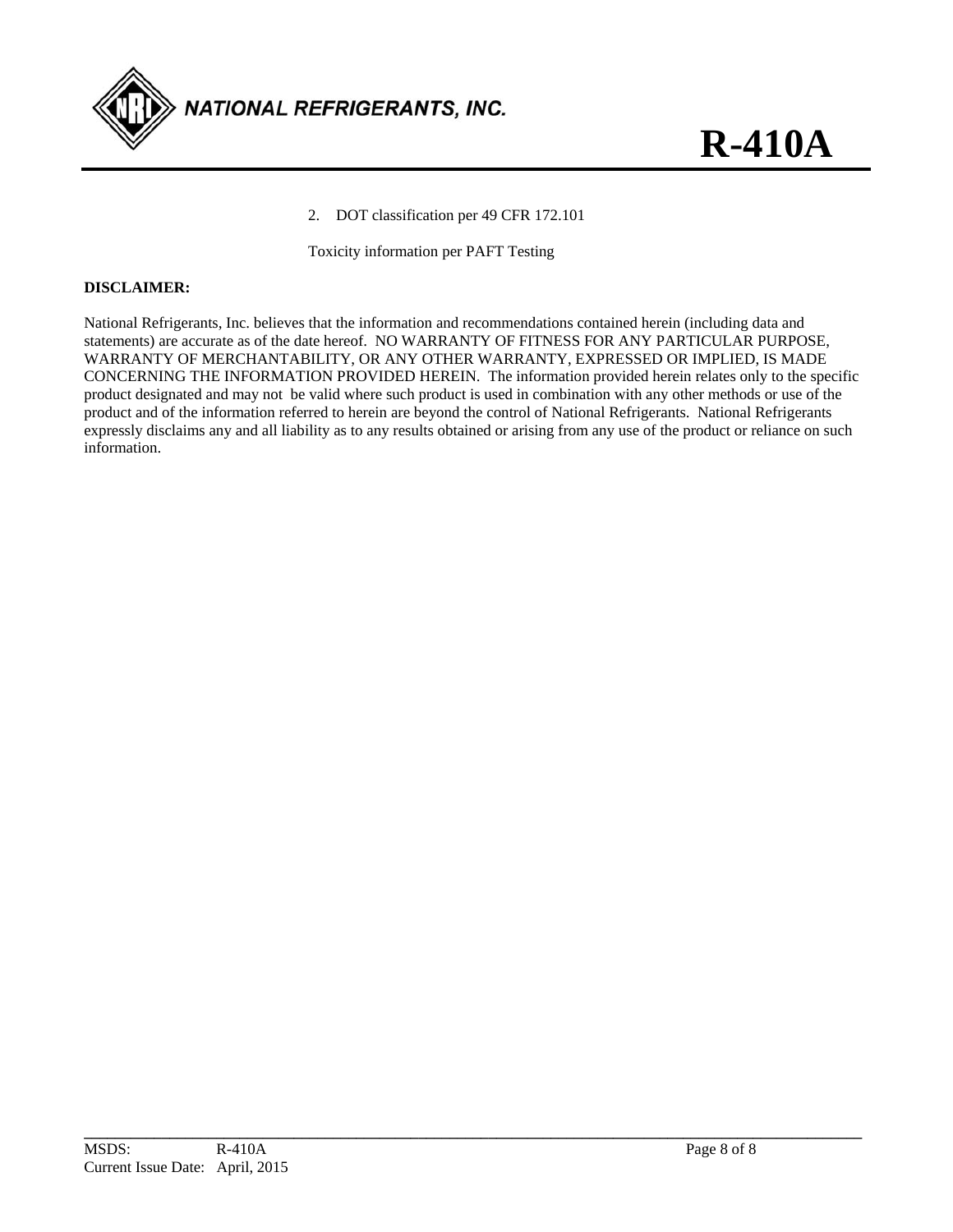2. DOT classification per 49 CFR 172.101

Toxicity information per PAFT Testing

**DISCLAIMER:**

National Refrigerants, Inc. believes that the information and recommendations contained herein (including data and statements) are accurate as of the date hereof. NO WARRANTY OF FITNESS FOR ANY PARTICULAR PURPOSE, WARRANTY OF MERCHANTABILITY, OR ANY OTHER WARRANTY, EXPRESSED OR IMPLIED, IS MADE CONCERNING THE INFORMATION PROVIDED HEREIN. The information provided herein relates only to the specific product designated and may not be valid where such product is used in combination with any other methods or use of the product and of the information referred to herein are beyond the control of National Refrigerants. National Refrigerants expressly disclaims any and all liability as to any results obtained or arising from any use of the product or reliance on such information.